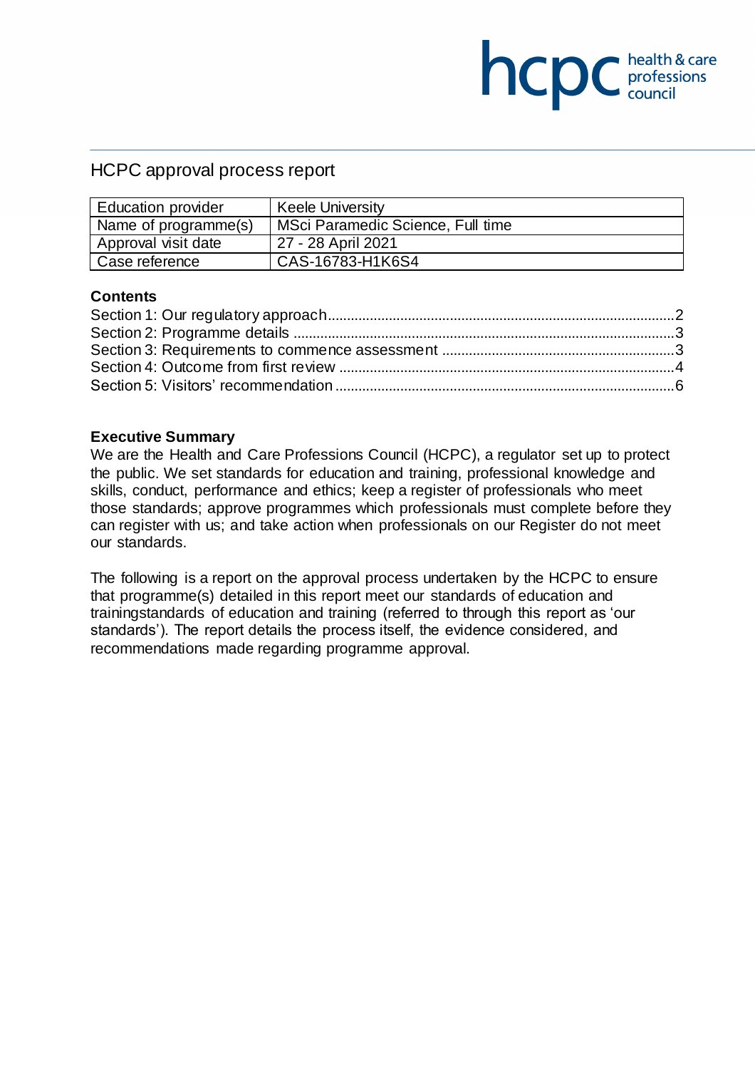# HCPC approval process report

| Education provider | Keele University |
|---|---|
| Name of programme(s) | MSci Paramedic Science, Full time |
| Approval visit date | 27 - 28 April 2021 |
| Case reference | CAS-16783-H1K6S4 |

**Contents**

Section 1: Our regulatory approach..........................................................................................2
Section 2: Programme details ...................................................................................................3
Section 3: Requirements to commence assessment ............................................................3
Section 4: Outcome from first review .......................................................................................4
Section 5: Visitors' recommendation ........................................................................................6

**Executive Summary**

We are the Health and Care Professions Council (HCPC), a regulator set up to protect the public. We set standards for education and training, professional knowledge and skills, conduct, performance and ethics; keep a register of professionals who meet those standards; approve programmes which professionals must complete before they can register with us; and take action when professionals on our Register do not meet our standards.

The following is a report on the approval process undertaken by the HCPC to ensure that programme(s) detailed in this report meet our standards of education and trainingstandards of education and training (referred to through this report as 'our standards'). The report details the process itself, the evidence considered, and recommendations made regarding programme approval.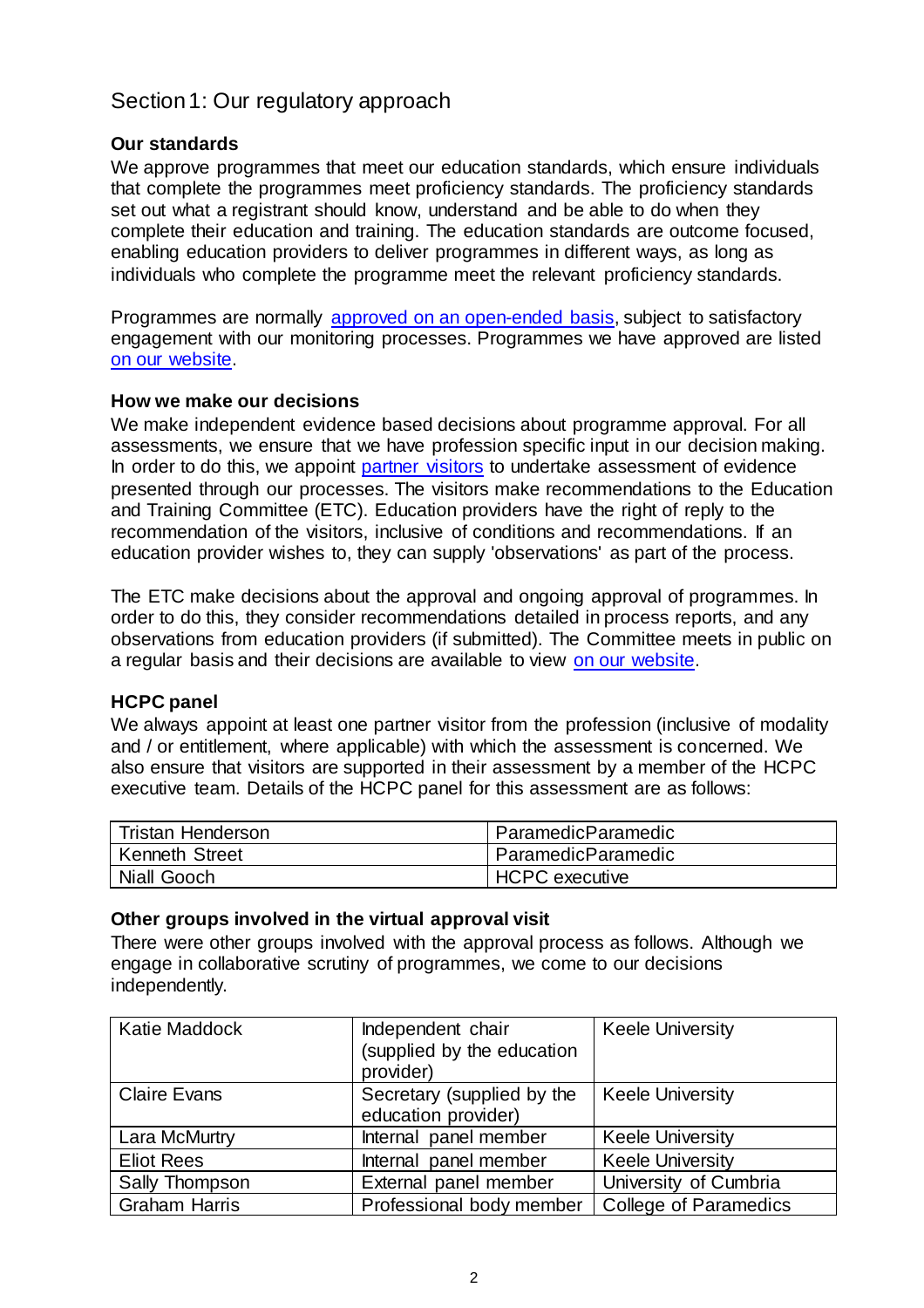## Section 1: Our regulatory approach

### Our standards

We approve programmes that meet our education standards, which ensure individuals that complete the programmes meet proficiency standards. The proficiency standards set out what a registrant should know, understand and be able to do when they complete their education and training. The education standards are outcome focused, enabling education providers to deliver programmes in different ways, as long as individuals who complete the programme meet the relevant proficiency standards.

Programmes are normally [approved on an open-ended basis](), subject to satisfactory engagement with our monitoring processes. Programmes we have approved are listed [on our website]().

### How we make our decisions

We make independent evidence based decisions about programme approval. For all assessments, we ensure that we have profession specific input in our decision making. In order to do this, we appoint [partner visitors]() to undertake assessment of evidence presented through our processes. The visitors make recommendations to the Education and Training Committee (ETC). Education providers have the right of reply to the recommendation of the visitors, inclusive of conditions and recommendations. If an education provider wishes to, they can supply 'observations' as part of the process.

The ETC make decisions about the approval and ongoing approval of programmes. In order to do this, they consider recommendations detailed in process reports, and any observations from education providers (if submitted). The Committee meets in public on a regular basis and their decisions are available to view [on our website]().

### HCPC panel

We always appoint at least one partner visitor from the profession (inclusive of modality and / or entitlement, where applicable) with which the assessment is concerned. We also ensure that visitors are supported in their assessment by a member of the HCPC executive team. Details of the HCPC panel for this assessment are as follows:

| | |
|---|---|
| Tristan Henderson | ParamedicParamedic |
| Kenneth Street | ParamedicParamedic |
| Niall Gooch | HCPC executive |

### Other groups involved in the virtual approval visit

There were other groups involved with the approval process as follows. Although we engage in collaborative scrutiny of programmes, we come to our decisions independently.

| | | |
|---|---|---|
| Katie Maddock | Independent chair (supplied by the education provider) | Keele University |
| Claire Evans | Secretary (supplied by the education provider) | Keele University |
| Lara McMurtry | Internal panel member | Keele University |
| Eliot Rees | Internal panel member | Keele University |
| Sally Thompson | External panel member | University of Cumbria |
| Graham Harris | Professional body member | College of Paramedics |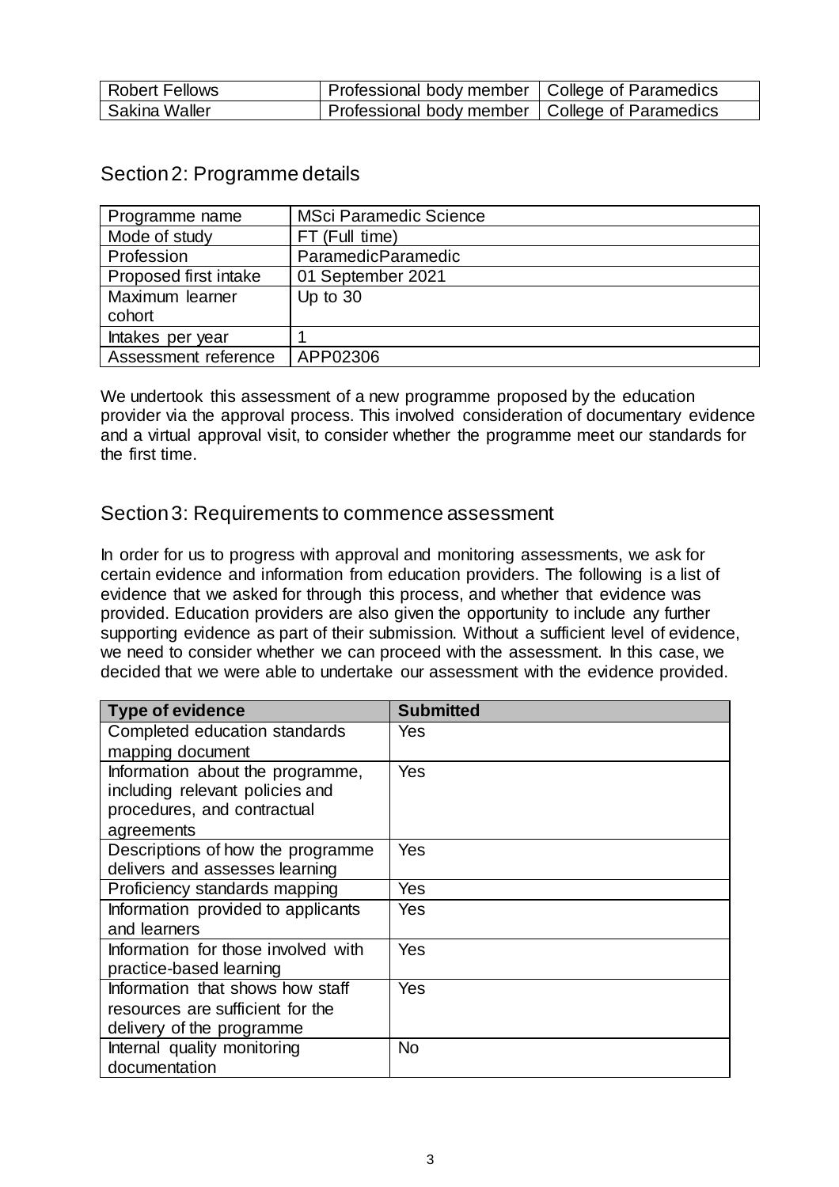| Robert Fellows | Professional body member | College of Paramedics |
|---|---|---|
| Sakina Waller | Professional body member | College of Paramedics |

## Section 2: Programme details

| Programme name | MSci Paramedic Science |
|---|---|
| Mode of study | FT (Full time) |
| Profession | ParamedicParamedic |
| Proposed first intake | 01 September 2021 |
| Maximum learner cohort | Up to 30 |
| Intakes per year | 1 |
| Assessment reference | APP02306 |

We undertook this assessment of a new programme proposed by the education provider via the approval process. This involved consideration of documentary evidence and a virtual approval visit, to consider whether the programme meet our standards for the first time.

## Section 3: Requirements to commence assessment

In order for us to progress with approval and monitoring assessments, we ask for certain evidence and information from education providers. The following is a list of evidence that we asked for through this process, and whether that evidence was provided. Education providers are also given the opportunity to include any further supporting evidence as part of their submission. Without a sufficient level of evidence, we need to consider whether we can proceed with the assessment. In this case, we decided that we were able to undertake our assessment with the evidence provided.

| Type of evidence | Submitted |
|---|---|
| Completed education standards mapping document | Yes |
| Information about the programme, including relevant policies and procedures, and contractual agreements | Yes |
| Descriptions of how the programme delivers and assesses learning | Yes |
| Proficiency standards mapping | Yes |
| Information provided to applicants and learners | Yes |
| Information for those involved with practice-based learning | Yes |
| Information that shows how staff resources are sufficient for the delivery of the programme | Yes |
| Internal quality monitoring documentation | No |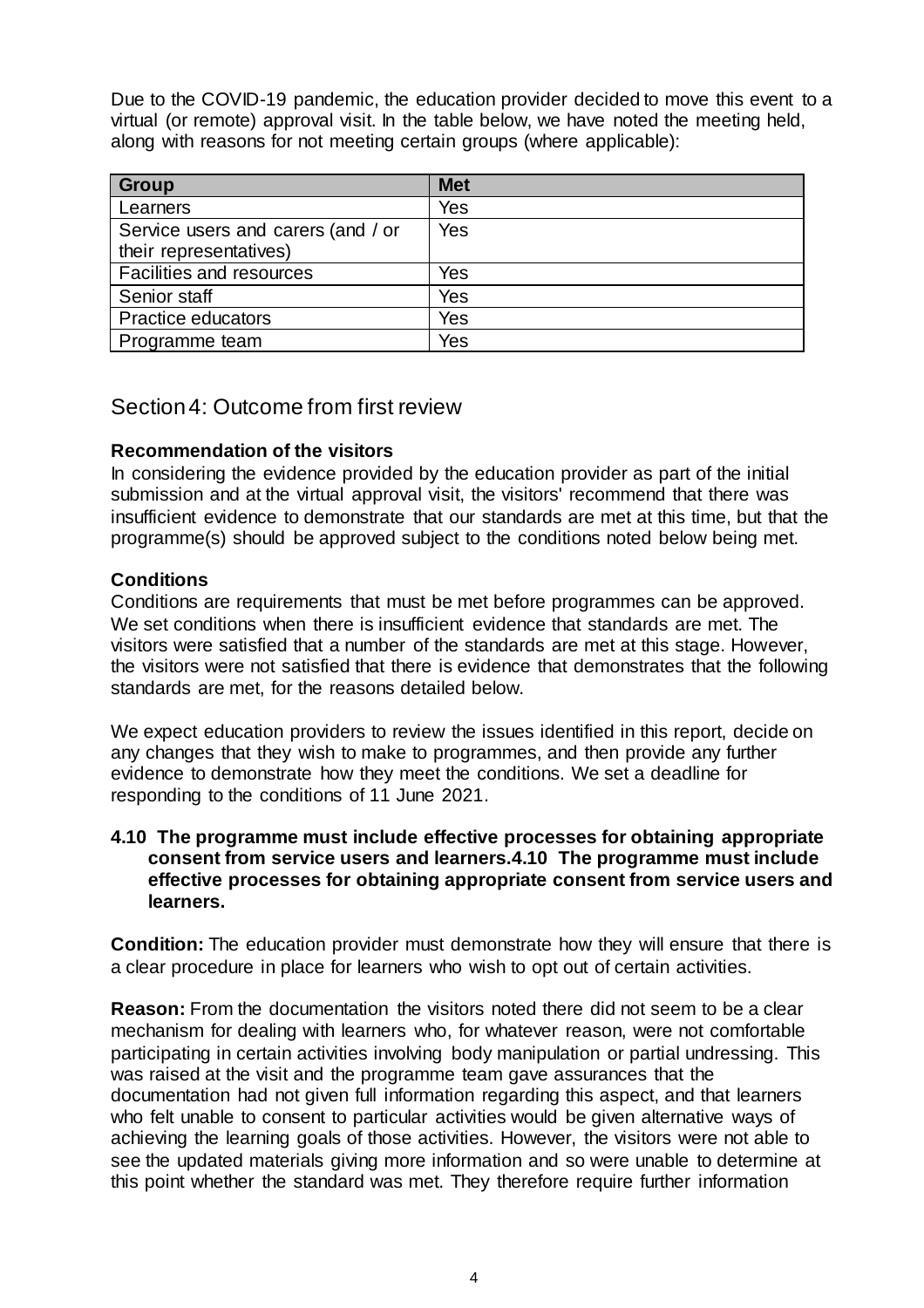Due to the COVID-19 pandemic, the education provider decided to move this event to a virtual (or remote) approval visit. In the table below, we have noted the meeting held, along with reasons for not meeting certain groups (where applicable):

| Group | Met |
|---|---|
| Learners | Yes |
| Service users and carers (and / or their representatives) | Yes |
| Facilities and resources | Yes |
| Senior staff | Yes |
| Practice educators | Yes |
| Programme team | Yes |

## Section 4: Outcome from first review

**Recommendation of the visitors**

In considering the evidence provided by the education provider as part of the initial submission and at the virtual approval visit, the visitors' recommend that there was insufficient evidence to demonstrate that our standards are met at this time, but that the programme(s) should be approved subject to the conditions noted below being met.

**Conditions**

Conditions are requirements that must be met before programmes can be approved. We set conditions when there is insufficient evidence that standards are met. The visitors were satisfied that a number of the standards are met at this stage. However, the visitors were not satisfied that there is evidence that demonstrates that the following standards are met, for the reasons detailed below.

We expect education providers to review the issues identified in this report, decide on any changes that they wish to make to programmes, and then provide any further evidence to demonstrate how they meet the conditions. We set a deadline for responding to the conditions of 11 June 2021.

**4.10 The programme must include effective processes for obtaining appropriate consent from service users and learners.4.10 The programme must include effective processes for obtaining appropriate consent from service users and learners.**

**Condition:** The education provider must demonstrate how they will ensure that there is a clear procedure in place for learners who wish to opt out of certain activities.

**Reason:** From the documentation the visitors noted there did not seem to be a clear mechanism for dealing with learners who, for whatever reason, were not comfortable participating in certain activities involving body manipulation or partial undressing. This was raised at the visit and the programme team gave assurances that the documentation had not given full information regarding this aspect, and that learners who felt unable to consent to particular activities would be given alternative ways of achieving the learning goals of those activities. However, the visitors were not able to see the updated materials giving more information and so were unable to determine at this point whether the standard was met. They therefore require further information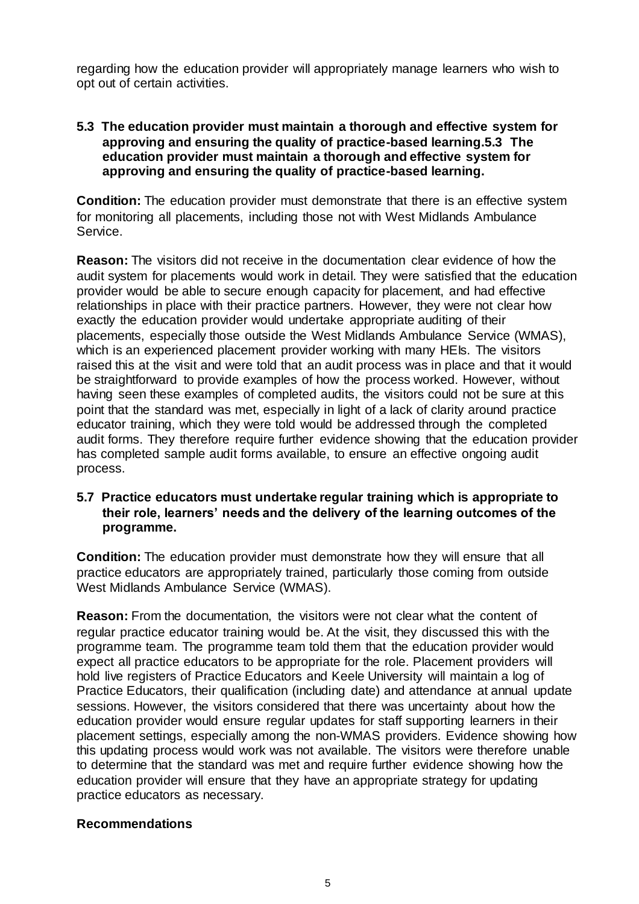regarding how the education provider will appropriately manage learners who wish to opt out of certain activities.

**5.3 The education provider must maintain a thorough and effective system for approving and ensuring the quality of practice-based learning.5.3 The education provider must maintain a thorough and effective system for approving and ensuring the quality of practice-based learning.**

**Condition:** The education provider must demonstrate that there is an effective system for monitoring all placements, including those not with West Midlands Ambulance Service.

**Reason:** The visitors did not receive in the documentation clear evidence of how the audit system for placements would work in detail. They were satisfied that the education provider would be able to secure enough capacity for placement, and had effective relationships in place with their practice partners. However, they were not clear how exactly the education provider would undertake appropriate auditing of their placements, especially those outside the West Midlands Ambulance Service (WMAS), which is an experienced placement provider working with many HEIs. The visitors raised this at the visit and were told that an audit process was in place and that it would be straightforward to provide examples of how the process worked. However, without having seen these examples of completed audits, the visitors could not be sure at this point that the standard was met, especially in light of a lack of clarity around practice educator training, which they were told would be addressed through the completed audit forms. They therefore require further evidence showing that the education provider has completed sample audit forms available, to ensure an effective ongoing audit process.

**5.7 Practice educators must undertake regular training which is appropriate to their role, learners' needs and the delivery of the learning outcomes of the programme.**

**Condition:** The education provider must demonstrate how they will ensure that all practice educators are appropriately trained, particularly those coming from outside West Midlands Ambulance Service (WMAS).

**Reason:** From the documentation, the visitors were not clear what the content of regular practice educator training would be. At the visit, they discussed this with the programme team. The programme team told them that the education provider would expect all practice educators to be appropriate for the role. Placement providers will hold live registers of Practice Educators and Keele University will maintain a log of Practice Educators, their qualification (including date) and attendance at annual update sessions. However, the visitors considered that there was uncertainty about how the education provider would ensure regular updates for staff supporting learners in their placement settings, especially among the non-WMAS providers. Evidence showing how this updating process would work was not available. The visitors were therefore unable to determine that the standard was met and require further evidence showing how the education provider will ensure that they have an appropriate strategy for updating practice educators as necessary.

**Recommendations**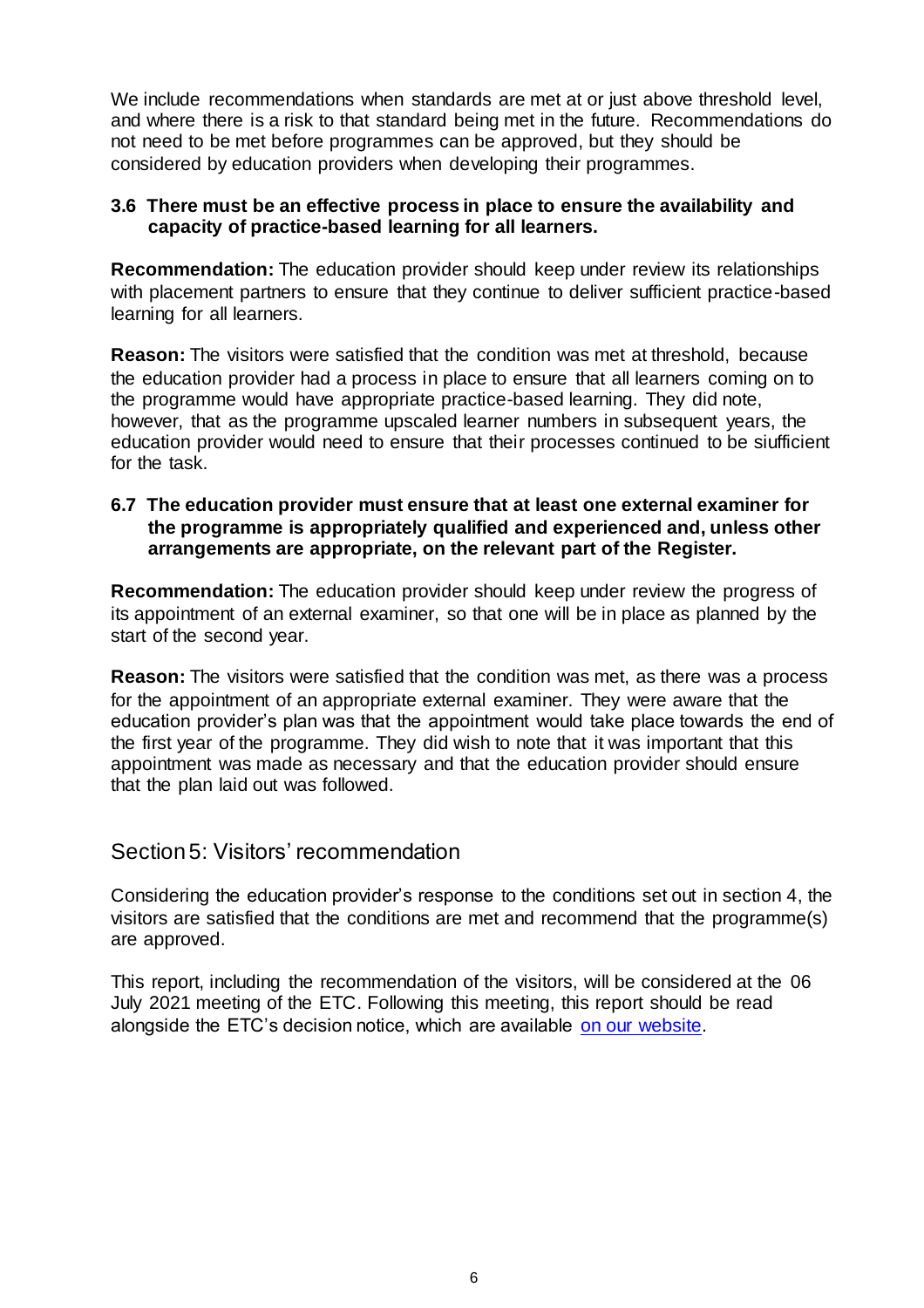We include recommendations when standards are met at or just above threshold level, and where there is a risk to that standard being met in the future. Recommendations do not need to be met before programmes can be approved, but they should be considered by education providers when developing their programmes.

**3.6 There must be an effective process in place to ensure the availability and capacity of practice-based learning for all learners.**

**Recommendation:** The education provider should keep under review its relationships with placement partners to ensure that they continue to deliver sufficient practice-based learning for all learners.

**Reason:** The visitors were satisfied that the condition was met at threshold, because the education provider had a process in place to ensure that all learners coming on to the programme would have appropriate practice-based learning. They did note, however, that as the programme upscaled learner numbers in subsequent years, the education provider would need to ensure that their processes continued to be siufficient for the task.

**6.7 The education provider must ensure that at least one external examiner for the programme is appropriately qualified and experienced and, unless other arrangements are appropriate, on the relevant part of the Register.**

**Recommendation:** The education provider should keep under review the progress of its appointment of an external examiner, so that one will be in place as planned by the start of the second year.

**Reason:** The visitors were satisfied that the condition was met, as there was a process for the appointment of an appropriate external examiner. They were aware that the education provider's plan was that the appointment would take place towards the end of the first year of the programme. They did wish to note that it was important that this appointment was made as necessary and that the education provider should ensure that the plan laid out was followed.

## Section 5: Visitors' recommendation

Considering the education provider's response to the conditions set out in section 4, the visitors are satisfied that the conditions are met and recommend that the programme(s) are approved.

This report, including the recommendation of the visitors, will be considered at the 06 July 2021 meeting of the ETC. Following this meeting, this report should be read alongside the ETC's decision notice, which are available on our website.